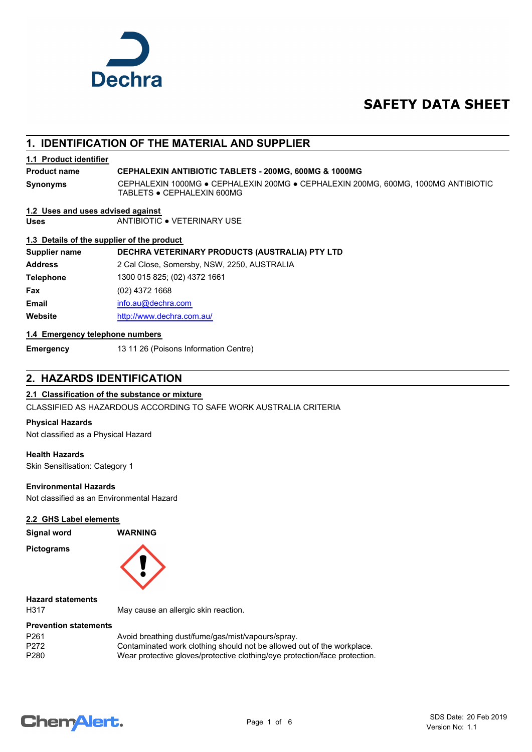# SAFETY DATA SHEET

## 1. IDENTIFICATION OF THE MATERIAL AND SUPPLIER

### 1.1 Product identifier

| | |
|---|---|
| **Product name** | **CEPHALEXIN ANTIBIOTIC TABLETS - 200MG, 600MG & 1000MG** |
| **Synonyms** | CEPHALEXIN 1000MG ● CEPHALEXIN 200MG ● CEPHALEXIN 200MG, 600MG, 1000MG ANTIBIOTIC TABLETS ● CEPHALEXIN 600MG |

### 1.2 Uses and uses advised against

| | |
|---|---|
| **Uses** | ANTIBIOTIC ● VETERINARY USE |

### 1.3 Details of the supplier of the product

| | |
|---|---|
| **Supplier name** | **DECHRA VETERINARY PRODUCTS (AUSTRALIA) PTY LTD** |
| **Address** | 2 Cal Close, Somersby, NSW, 2250, AUSTRALIA |
| **Telephone** | 1300 015 825; (02) 4372 1661 |
| **Fax** | (02) 4372 1668 |
| **Email** | info.au@dechra.com |
| **Website** | http://www.dechra.com.au/ |

### 1.4 Emergency telephone numbers

| | |
|---|---|
| **Emergency** | 13 11 26 (Poisons Information Centre) |

## 2. HAZARDS IDENTIFICATION

### 2.1 Classification of the substance or mixture

CLASSIFIED AS HAZARDOUS ACCORDING TO SAFE WORK AUSTRALIA CRITERIA

**Physical Hazards**

Not classified as a Physical Hazard

**Health Hazards**

Skin Sensitisation: Category 1

**Environmental Hazards**

Not classified as an Environmental Hazard

### 2.2 GHS Label elements

| | |
|---|---|
| **Signal word** | **WARNING** |
| **Pictograms** | |

**Hazard statements**

| | |
|---|---|
| H317 | May cause an allergic skin reaction. |

**Prevention statements**

| | |
|---|---|
| P261 | Avoid breathing dust/fume/gas/mist/vapours/spray. |
| P272 | Contaminated work clothing should not be allowed out of the workplace. |
| P280 | Wear protective gloves/protective clothing/eye protection/face protection. |

SDS Date: 20 Feb 2019
Version No: 1.1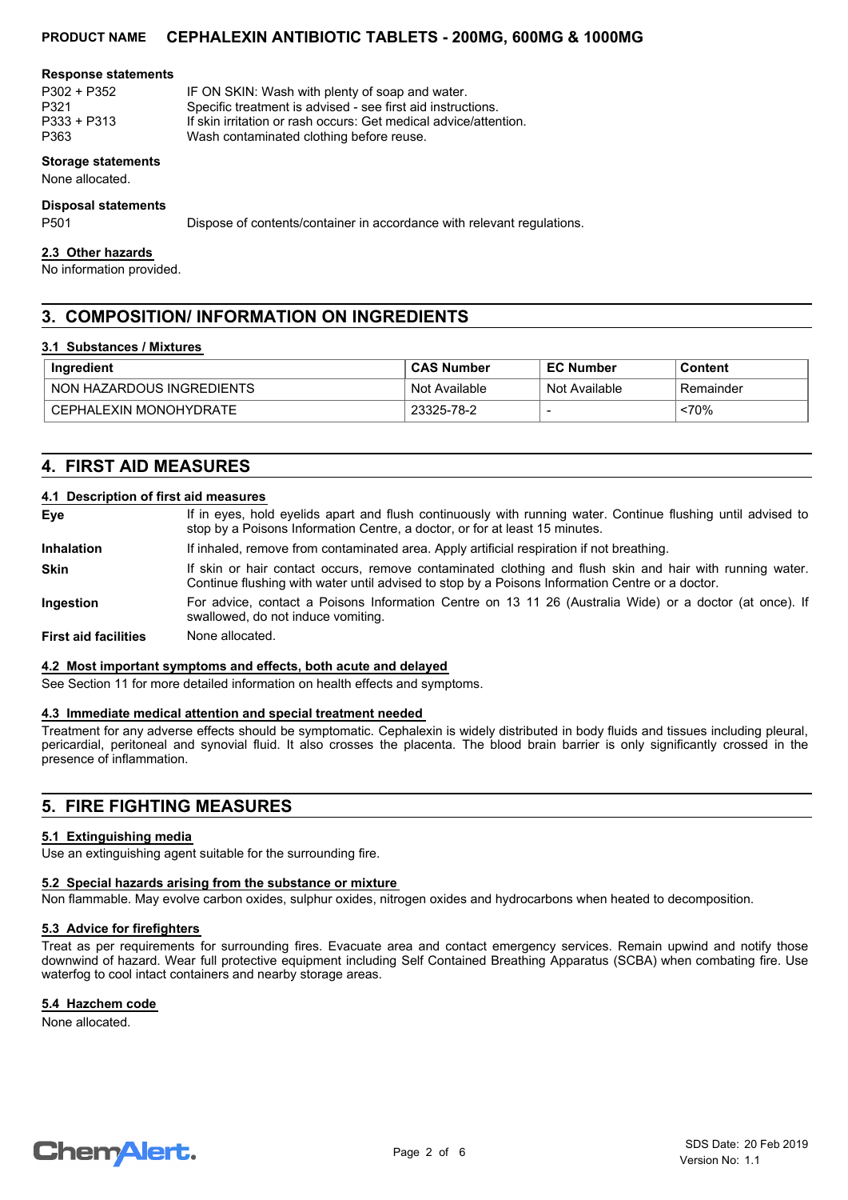#### Response statements

| | |
|---|---|
| P302 + P352 | IF ON SKIN: Wash with plenty of soap and water. |
| P321 | Specific treatment is advised - see first aid instructions. |
| P333 + P313 | If skin irritation or rash occurs: Get medical advice/attention. |
| P363 | Wash contaminated clothing before reuse. |

#### Storage statements

None allocated.

#### Disposal statements

| | |
|---|---|
| P501 | Dispose of contents/container in accordance with relevant regulations. |

### 2.3 Other hazards

No information provided.

## 3. COMPOSITION/ INFORMATION ON INGREDIENTS

### 3.1 Substances / Mixtures

| Ingredient | CAS Number | EC Number | Content |
|---|---|---|---|
| NON HAZARDOUS INGREDIENTS | Not Available | Not Available | Remainder |
| CEPHALEXIN MONOHYDRATE | 23325-78-2 | - | <70% |

## 4. FIRST AID MEASURES

### 4.1 Description of first aid measures

**Eye** If in eyes, hold eyelids apart and flush continuously with running water. Continue flushing until advised to stop by a Poisons Information Centre, a doctor, or for at least 15 minutes.

**Inhalation** If inhaled, remove from contaminated area. Apply artificial respiration if not breathing.

**Skin** If skin or hair contact occurs, remove contaminated clothing and flush skin and hair with running water. Continue flushing with water until advised to stop by a Poisons Information Centre or a doctor.

**Ingestion** For advice, contact a Poisons Information Centre on 13 11 26 (Australia Wide) or a doctor (at once). If swallowed, do not induce vomiting.

**First aid facilities** None allocated.

### 4.2 Most important symptoms and effects, both acute and delayed

See Section 11 for more detailed information on health effects and symptoms.

### 4.3 Immediate medical attention and special treatment needed

Treatment for any adverse effects should be symptomatic. Cephalexin is widely distributed in body fluids and tissues including pleural, pericardial, peritoneal and synovial fluid. It also crosses the placenta. The blood brain barrier is only significantly crossed in the presence of inflammation.

## 5. FIRE FIGHTING MEASURES

### 5.1 Extinguishing media

Use an extinguishing agent suitable for the surrounding fire.

### 5.2 Special hazards arising from the substance or mixture

Non flammable. May evolve carbon oxides, sulphur oxides, nitrogen oxides and hydrocarbons when heated to decomposition.

### 5.3 Advice for firefighters

Treat as per requirements for surrounding fires. Evacuate area and contact emergency services. Remain upwind and notify those downwind of hazard. Wear full protective equipment including Self Contained Breathing Apparatus (SCBA) when combating fire. Use waterfog to cool intact containers and nearby storage areas.

### 5.4 Hazchem code

None allocated.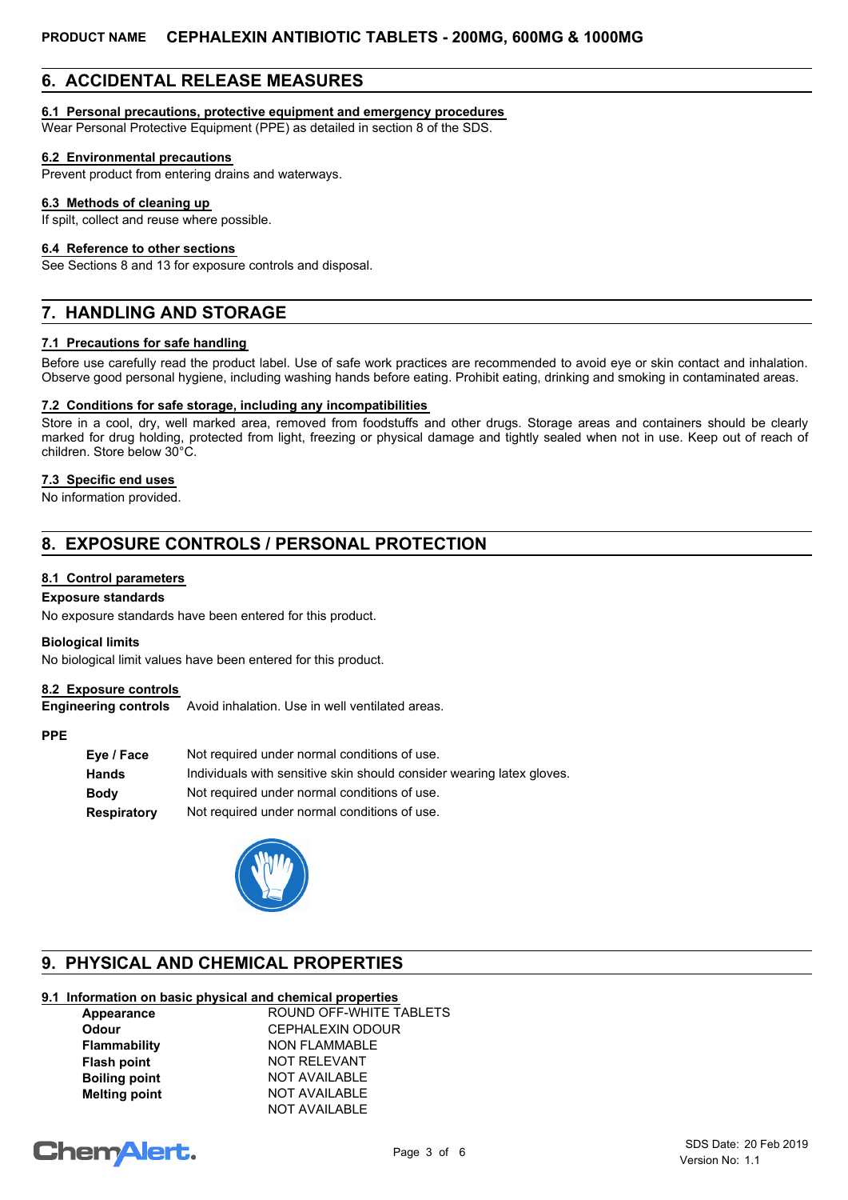## 6. ACCIDENTAL RELEASE MEASURES

### 6.1 Personal precautions, protective equipment and emergency procedures

Wear Personal Protective Equipment (PPE) as detailed in section 8 of the SDS.

### 6.2 Environmental precautions

Prevent product from entering drains and waterways.

### 6.3 Methods of cleaning up

If spilt, collect and reuse where possible.

### 6.4 Reference to other sections

See Sections 8 and 13 for exposure controls and disposal.

## 7. HANDLING AND STORAGE

### 7.1 Precautions for safe handling

Before use carefully read the product label. Use of safe work practices are recommended to avoid eye or skin contact and inhalation. Observe good personal hygiene, including washing hands before eating. Prohibit eating, drinking and smoking in contaminated areas.

### 7.2 Conditions for safe storage, including any incompatibilities

Store in a cool, dry, well marked area, removed from foodstuffs and other drugs. Storage areas and containers should be clearly marked for drug holding, protected from light, freezing or physical damage and tightly sealed when not in use. Keep out of reach of children. Store below 30°C.

### 7.3 Specific end uses

No information provided.

## 8. EXPOSURE CONTROLS / PERSONAL PROTECTION

### 8.1 Control parameters

**Exposure standards**

No exposure standards have been entered for this product.

**Biological limits**

No biological limit values have been entered for this product.

### 8.2 Exposure controls

**Engineering controls** Avoid inhalation. Use in well ventilated areas.

**PPE**

| | |
|---|---|
| **Eye / Face** | Not required under normal conditions of use. |
| **Hands** | Individuals with sensitive skin should consider wearing latex gloves. |
| **Body** | Not required under normal conditions of use. |
| **Respiratory** | Not required under normal conditions of use. |

## 9. PHYSICAL AND CHEMICAL PROPERTIES

### 9.1 Information on basic physical and chemical properties

| | |
|---|---|
| **Appearance** | ROUND OFF-WHITE TABLETS |
| **Odour** | CEPHALEXIN ODOUR |
| **Flammability** | NON FLAMMABLE |
| **Flash point** | NOT RELEVANT |
| **Boiling point** | NOT AVAILABLE |
| **Melting point** | NOT AVAILABLE |
| | NOT AVAILABLE |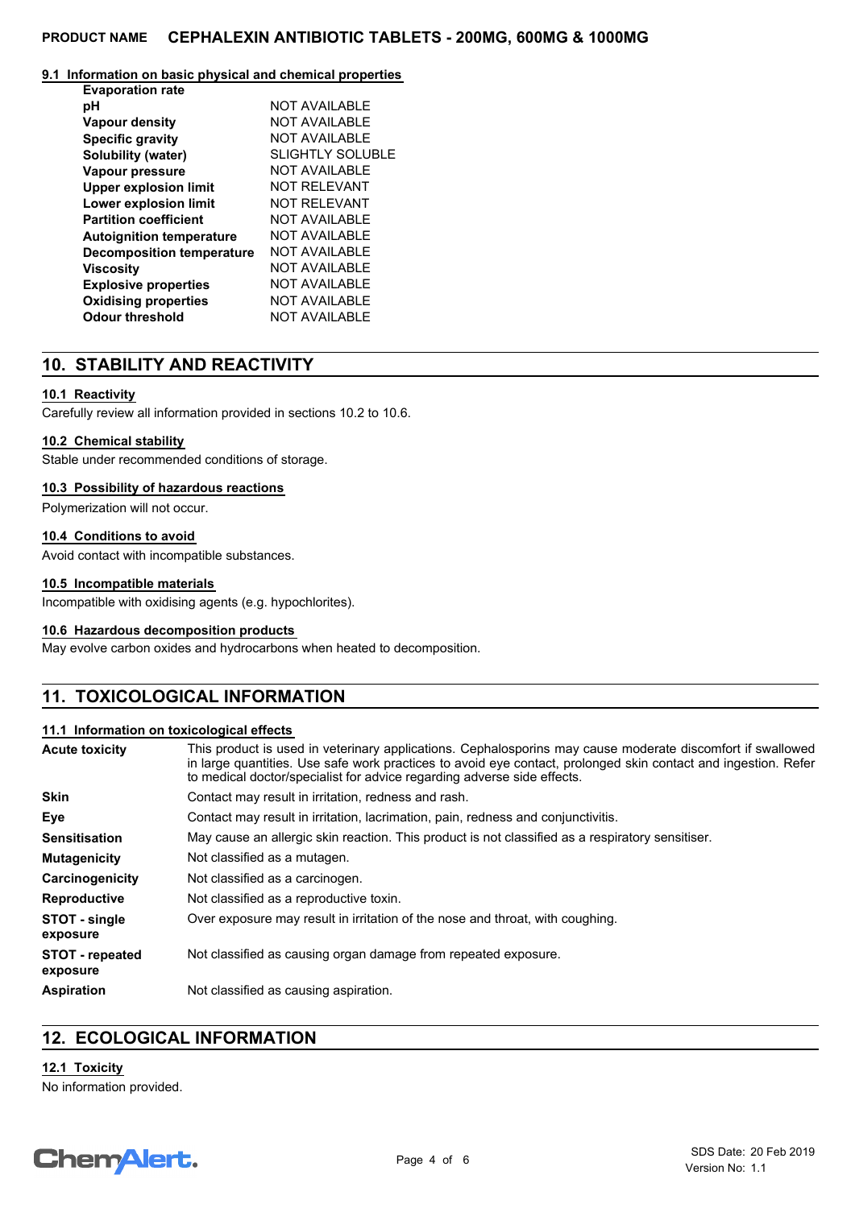### 9.1 Information on basic physical and chemical properties

| | |
|---|---|
| **Evaporation rate** | |
| **pH** | NOT AVAILABLE |
| **Vapour density** | NOT AVAILABLE |
| **Specific gravity** | NOT AVAILABLE |
| **Solubility (water)** | SLIGHTLY SOLUBLE |
| **Vapour pressure** | NOT AVAILABLE |
| **Upper explosion limit** | NOT RELEVANT |
| **Lower explosion limit** | NOT RELEVANT |
| **Partition coefficient** | NOT AVAILABLE |
| **Autoignition temperature** | NOT AVAILABLE |
| **Decomposition temperature** | NOT AVAILABLE |
| **Viscosity** | NOT AVAILABLE |
| **Explosive properties** | NOT AVAILABLE |
| **Oxidising properties** | NOT AVAILABLE |
| **Odour threshold** | NOT AVAILABLE |

## 10. STABILITY AND REACTIVITY

### 10.1 Reactivity

Carefully review all information provided in sections 10.2 to 10.6.

### 10.2 Chemical stability

Stable under recommended conditions of storage.

### 10.3 Possibility of hazardous reactions

Polymerization will not occur.

### 10.4 Conditions to avoid

Avoid contact with incompatible substances.

### 10.5 Incompatible materials

Incompatible with oxidising agents (e.g. hypochlorites).

### 10.6 Hazardous decomposition products

May evolve carbon oxides and hydrocarbons when heated to decomposition.

## 11. TOXICOLOGICAL INFORMATION

### 11.1 Information on toxicological effects

| | |
|---|---|
| **Acute toxicity** | This product is used in veterinary applications. Cephalosporins may cause moderate discomfort if swallowed in large quantities. Use safe work practices to avoid eye contact, prolonged skin contact and ingestion. Refer to medical doctor/specialist for advice regarding adverse side effects. |
| **Skin** | Contact may result in irritation, redness and rash. |
| **Eye** | Contact may result in irritation, lacrimation, pain, redness and conjunctivitis. |
| **Sensitisation** | May cause an allergic skin reaction. This product is not classified as a respiratory sensitiser. |
| **Mutagenicity** | Not classified as a mutagen. |
| **Carcinogenicity** | Not classified as a carcinogen. |
| **Reproductive** | Not classified as a reproductive toxin. |
| **STOT - single exposure** | Over exposure may result in irritation of the nose and throat, with coughing. |
| **STOT - repeated exposure** | Not classified as causing organ damage from repeated exposure. |
| **Aspiration** | Not classified as causing aspiration. |

## 12. ECOLOGICAL INFORMATION

### 12.1 Toxicity

No information provided.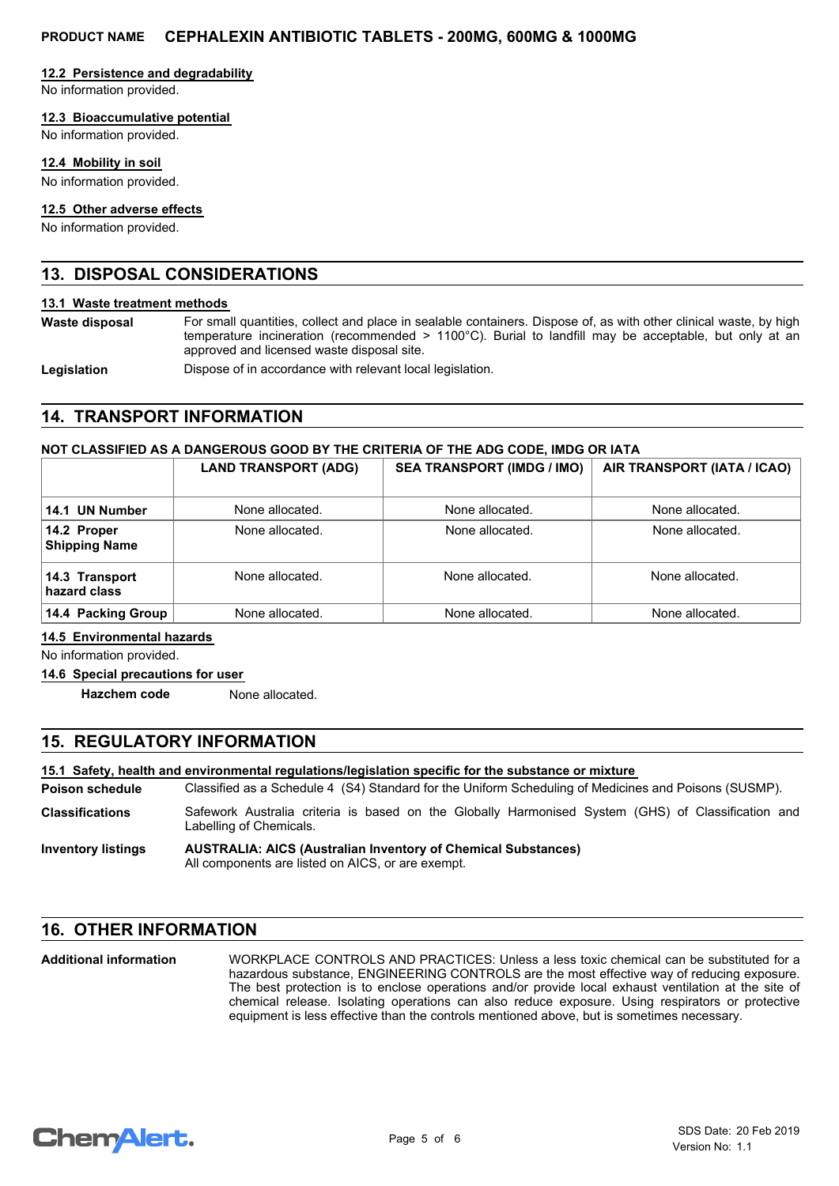### 12.2 Persistence and degradability

No information provided.

### 12.3 Bioaccumulative potential

No information provided.

### 12.4 Mobility in soil

No information provided.

### 12.5 Other adverse effects

No information provided.

## 13. DISPOSAL CONSIDERATIONS

### 13.1 Waste treatment methods

**Waste disposal** For small quantities, collect and place in sealable containers. Dispose of, as with other clinical waste, by high temperature incineration (recommended > 1100°C). Burial to landfill may be acceptable, but only at an approved and licensed waste disposal site.

**Legislation** Dispose of in accordance with relevant local legislation.

## 14. TRANSPORT INFORMATION

**NOT CLASSIFIED AS A DANGEROUS GOOD BY THE CRITERIA OF THE ADG CODE, IMDG OR IATA**

| | LAND TRANSPORT (ADG) | SEA TRANSPORT (IMDG / IMO) | AIR TRANSPORT (IATA / ICAO) |
|---|---|---|---|
| **14.1 UN Number** | None allocated. | None allocated. | None allocated. |
| **14.2 Proper Shipping Name** | None allocated. | None allocated. | None allocated. |
| **14.3 Transport hazard class** | None allocated. | None allocated. | None allocated. |
| **14.4 Packing Group** | None allocated. | None allocated. | None allocated. |

### 14.5 Environmental hazards

No information provided.

### 14.6 Special precautions for user

**Hazchem code** None allocated.

## 15. REGULATORY INFORMATION

### 15.1 Safety, health and environmental regulations/legislation specific for the substance or mixture

**Poison schedule** Classified as a Schedule 4 (S4) Standard for the Uniform Scheduling of Medicines and Poisons (SUSMP).

**Classifications** Safework Australia criteria is based on the Globally Harmonised System (GHS) of Classification and Labelling of Chemicals.

**Inventory listings** **AUSTRALIA: AICS (Australian Inventory of Chemical Substances)**
All components are listed on AICS, or are exempt.

## 16. OTHER INFORMATION

**Additional information** WORKPLACE CONTROLS AND PRACTICES: Unless a less toxic chemical can be substituted for a hazardous substance, ENGINEERING CONTROLS are the most effective way of reducing exposure. The best protection is to enclose operations and/or provide local exhaust ventilation at the site of chemical release. Isolating operations can also reduce exposure. Using respirators or protective equipment is less effective than the controls mentioned above, but is sometimes necessary.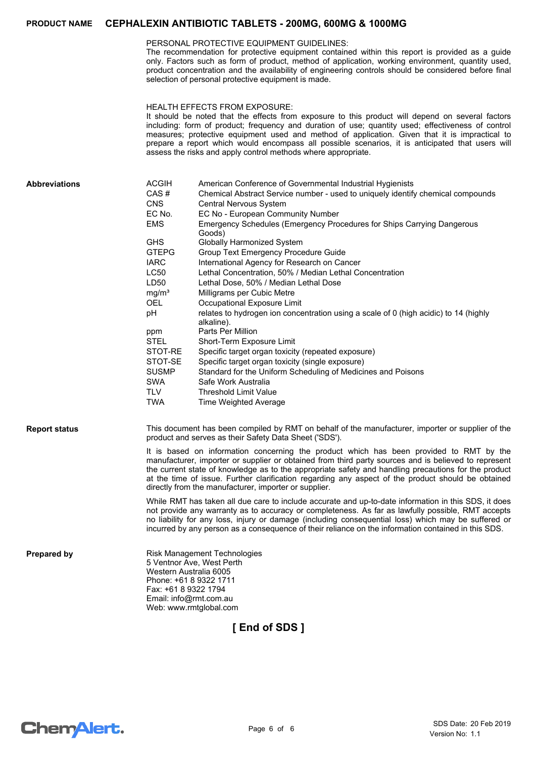PERSONAL PROTECTIVE EQUIPMENT GUIDELINES:
The recommendation for protective equipment contained within this report is provided as a guide only. Factors such as form of product, method of application, working environment, quantity used, product concentration and the availability of engineering controls should be considered before final selection of personal protective equipment is made.

HEALTH EFFECTS FROM EXPOSURE:
It should be noted that the effects from exposure to this product will depend on several factors including: form of product; frequency and duration of use; quantity used; effectiveness of control measures; protective equipment used and method of application. Given that it is impractical to prepare a report which would encompass all possible scenarios, it is anticipated that users will assess the risks and apply control methods where appropriate.

**Abbreviations**

| | |
|---|---|
| ACGIH | American Conference of Governmental Industrial Hygienists |
| CAS # | Chemical Abstract Service number - used to uniquely identify chemical compounds |
| CNS | Central Nervous System |
| EC No. | EC No - European Community Number |
| EMS | Emergency Schedules (Emergency Procedures for Ships Carrying Dangerous Goods) |
| GHS | Globally Harmonized System |
| GTEPG | Group Text Emergency Procedure Guide |
| IARC | International Agency for Research on Cancer |
| LC50 | Lethal Concentration, 50% / Median Lethal Concentration |
| LD50 | Lethal Dose, 50% / Median Lethal Dose |
| $mg/m^3$ | Milligrams per Cubic Metre |
| OEL | Occupational Exposure Limit |
| pH | relates to hydrogen ion concentration using a scale of 0 (high acidic) to 14 (highly alkaline). |
| ppm | Parts Per Million |
| STEL | Short-Term Exposure Limit |
| STOT-RE | Specific target organ toxicity (repeated exposure) |
| STOT-SE | Specific target organ toxicity (single exposure) |
| SUSMP | Standard for the Uniform Scheduling of Medicines and Poisons |
| SWA | Safe Work Australia |
| TLV | Threshold Limit Value |
| TWA | Time Weighted Average |

**Report status**

This document has been compiled by RMT on behalf of the manufacturer, importer or supplier of the product and serves as their Safety Data Sheet ('SDS').

It is based on information concerning the product which has been provided to RMT by the manufacturer, importer or supplier or obtained from third party sources and is believed to represent the current state of knowledge as to the appropriate safety and handling precautions for the product at the time of issue. Further clarification regarding any aspect of the product should be obtained directly from the manufacturer, importer or supplier.

While RMT has taken all due care to include accurate and up-to-date information in this SDS, it does not provide any warranty as to accuracy or completeness. As far as lawfully possible, RMT accepts no liability for any loss, injury or damage (including consequential loss) which may be suffered or incurred by any person as a consequence of their reliance on the information contained in this SDS.

**Prepared by**

Risk Management Technologies
5 Ventnor Ave, West Perth
Western Australia 6005
Phone: +61 8 9322 1711
Fax: +61 8 9322 1794
Email: info@rmt.com.au
Web: www.rmtglobal.com

**[ End of SDS ]**